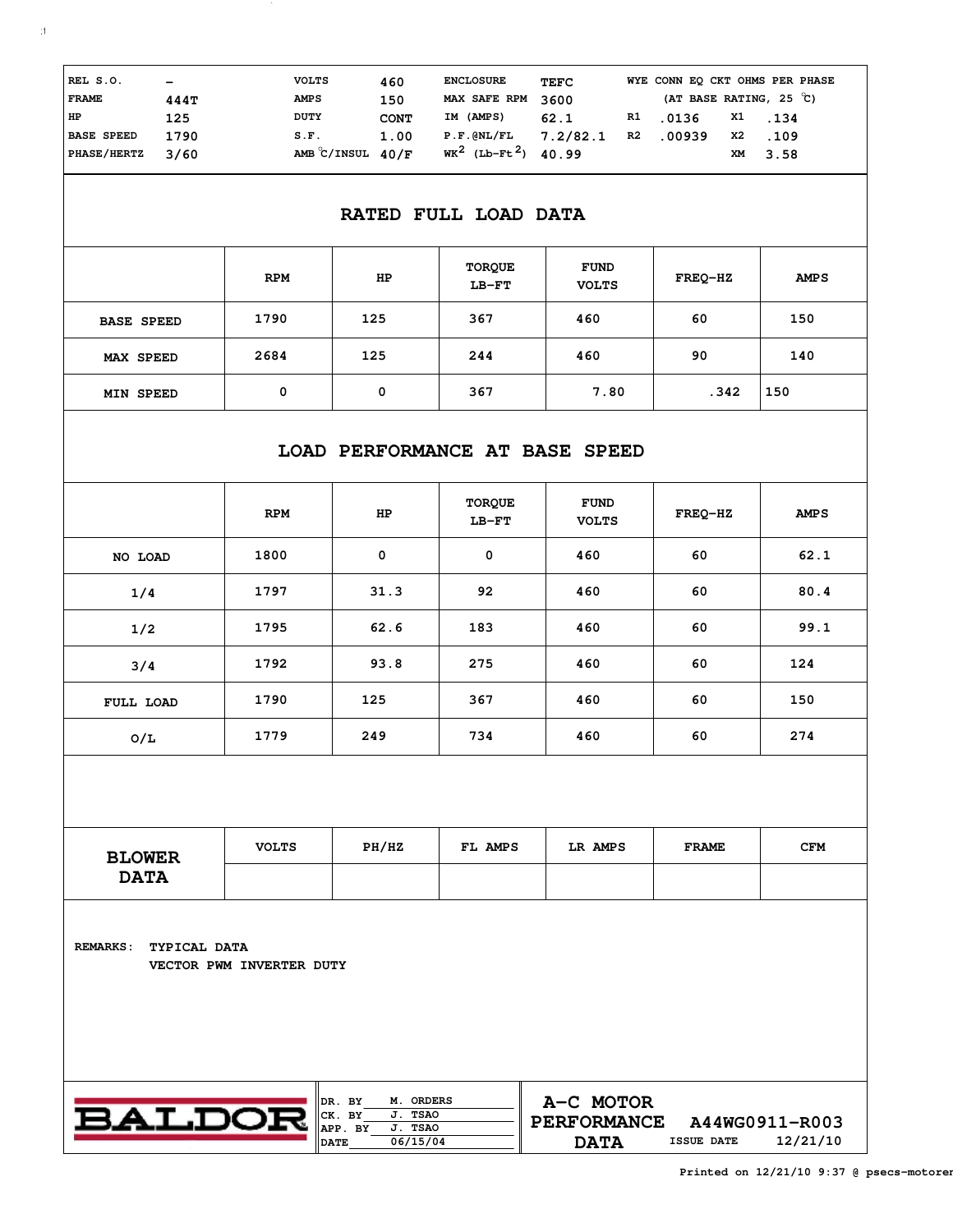| | | | | | | | | | |
|---|---|---|---|---|---|---|---|---|---|
| REL S.O. | - | VOLTS | 460 | ENCLOSURE | TEFC | WYE CONN EQ CKT OHMS PER PHASE | | | |
| FRAME | 444T | AMPS | 150 | MAX SAFE RPM | 3600 | (AT BASE RATING, 25 ℃) | | | |
| HP | 125 | DUTY | CONT | IM (AMPS) | 62.1 | R1 | .0136 | X1 | .134 |
| BASE SPEED | 1790 | S.F. | 1.00 | P.F.@NL/FL | 7.2/82.1 | R2 | .00939 | X2 | .109 |
| PHASE/HERTZ | 3/60 | AMB ℃/INSUL | 40/F | $WK^2$ (Lb-$Ft^2$) | 40.99 | | | XM | 3.58 |

## RATED FULL LOAD DATA

| | RPM | HP | TORQUE LB-FT | FUND VOLTS | FREQ-HZ | AMPS |
|---|---|---|---|---|---|---|
| BASE SPEED | 1790 | 125 | 367 | 460 | 60 | 150 |
| MAX SPEED | 2684 | 125 | 244 | 460 | 90 | 140 |
| MIN SPEED | 0 | 0 | 367 | 7.80 | .342 | 150 |

## LOAD PERFORMANCE AT BASE SPEED

| | RPM | HP | TORQUE LB-FT | FUND VOLTS | FREQ-HZ | AMPS |
|---|---|---|---|---|---|---|
| NO LOAD | 1800 | 0 | 0 | 460 | 60 | 62.1 |
| 1/4 | 1797 | 31.3 | 92 | 460 | 60 | 80.4 |
| 1/2 | 1795 | 62.6 | 183 | 460 | 60 | 99.1 |
| 3/4 | 1792 | 93.8 | 275 | 460 | 60 | 124 |
| FULL LOAD | 1790 | 125 | 367 | 460 | 60 | 150 |
| O/L | 1779 | 249 | 734 | 460 | 60 | 274 |

| BLOWER DATA | VOLTS | PH/HZ | FL AMPS | LR AMPS | FRAME | CFM |
|---|---|---|---|---|---|---|
| | | | | | | |

REMARKS: TYPICAL DATA
VECTOR PWM INVERTER DUTY

**BALDOR**

| | |
|---|---|
| DR. BY | M. ORDERS |
| CK. BY | J. TSAO |
| APP. BY | J. TSAO |
| DATE | 06/15/04 |

**A-C MOTOR PERFORMANCE DATA** A44WG0911-R003 ISSUE DATE 12/21/10

Printed on 12/21/10 9:37 @ psecs-motorer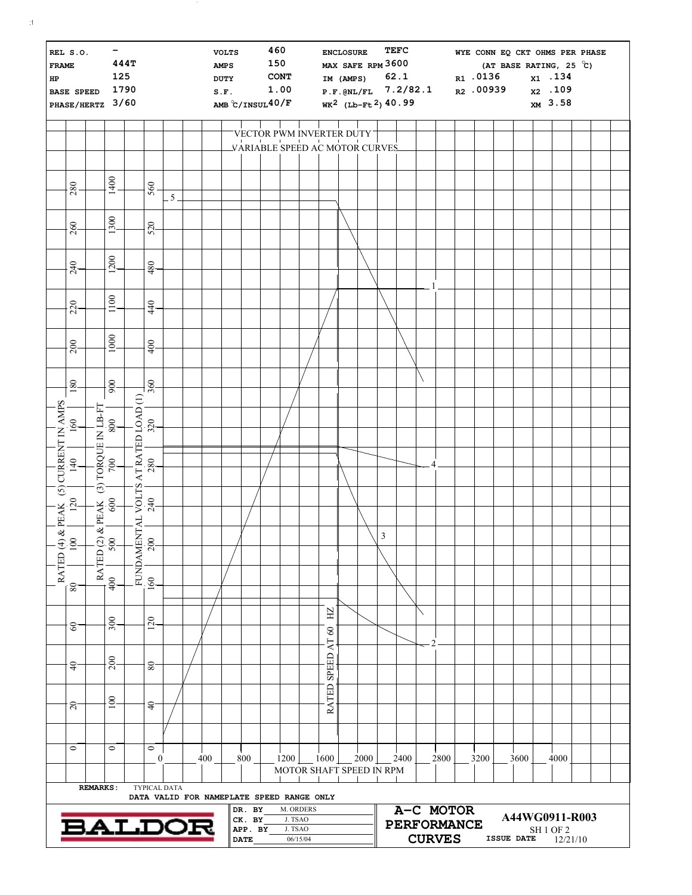| | | | | | |
|---|---|---|---|---|---|
| REL S.O. | - | VOLTS | 460 | ENCLOSURE | TEFC |
| FRAME | 444T | AMPS | 150 | MAX SAFE RPM | 3600 |
| HP | 125 | DUTY | CONT | IM (AMPS) | 62.1 |
| BASE SPEED | 1790 | S.F. | 1.00 | P.F.@NL/FL | 7.2/82.1 |
| PHASE/HERTZ | 3/60 | AMB °C/INSUL | 40/F | $WK^2$ (Lb-Ft$^2$) | 40.99 |

**WYE CONN EQ CKT OHMS PER PHASE (AT BASE RATING, 25 °C)**

| | | | |
|---|---|---|---|
| R1 | .0136 | X1 | .134 |
| R2 | .00939 | X2 | .109 |
| | | XM | 3.58 |

# VECTOR PWM INVERTER DUTY VARIABLE SPEED AC MOTOR CURVES

Y-axes: RATED (4) & PEAK (5) CURRENT IN AMPS (0–280); RATED (2) & PEAK (3) TORQUE IN LB-FT (0–1400); FUNDAMENTAL VOLTS AT RATED LOAD (1) (0–560)

X-axis: MOTOR SHAFT SPEED IN RPM (0–4000)

Curves: 1, 2, 3, 4, 5; RATED SPEED AT 60 HZ

REMARKS: TYPICAL DATA
DATA VALID FOR NAMEPLATE SPEED RANGE ONLY

| | |
|---|---|
| DR. BY | M. ORDERS |
| CK. BY | J. TSAO |
| APP. BY | J. TSAO |
| DATE | 06/15/04 |

BALDOR — A-C MOTOR PERFORMANCE CURVES — A44WG0911-R003 — SH 1 OF 2 — ISSUE DATE 12/21/10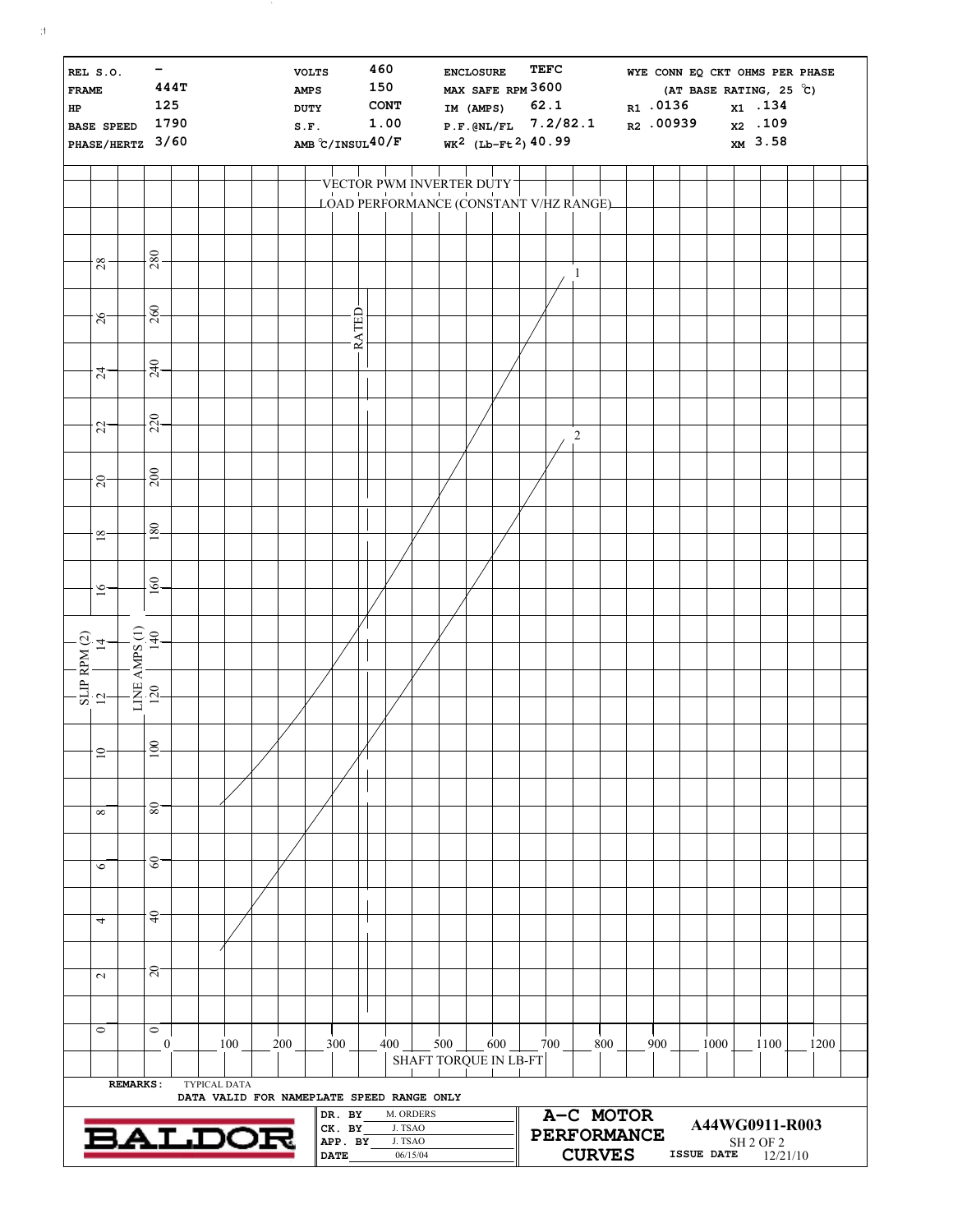| | | | | | | | |
|---|---|---|---|---|---|---|---|
| REL S.O. | - | VOLTS | 460 | ENCLOSURE | TEFC | WYE CONN EQ CKT OHMS PER PHASE (AT BASE RATING, 25 ℃) | |
| FRAME | 444T | AMPS | 150 | MAX SAFE RPM | 3600 | | |
| HP | 125 | DUTY | CONT | IM (AMPS) | 62.1 | R1 .0136 | X1 .134 |
| BASE SPEED | 1790 | S.F. | 1.00 | P.F.@NL/FL | 7.2/82.1 | R2 .00939 | X2 .109 |
| PHASE/HERTZ | 3/60 | AMB ℃/INSUL | 40/F | $WK^2$ (Lb-Ft $^2$) | 40.99 | | XM 3.58 |

VECTOR PWM INVERTER DUTY
LOAD PERFORMANCE (CONSTANT V/HZ RANGE)

SLIP RPM (2)
0
2
4
6
8
10
12
14
16
18
20
22
24
26
28

LINE AMPS (1)
0
20
40
60
80
100
120
140
160
180
200
220
240
260
280

RATED

1
2

0
100
200
300
400
500
600
700
800
900
1000
1100
1200
SHAFT TORQUE IN LB-FT

REMARKS: TYPICAL DATA
DATA VALID FOR NAMEPLATE SPEED RANGE ONLY

BALDOR

DR. BY M. ORDERS
CK. BY J. TSAO
APP. BY J. TSAO
DATE 06/15/04

A-C MOTOR PERFORMANCE CURVES

A44WG0911-R003
SH 2 OF 2
ISSUE DATE 12/21/10